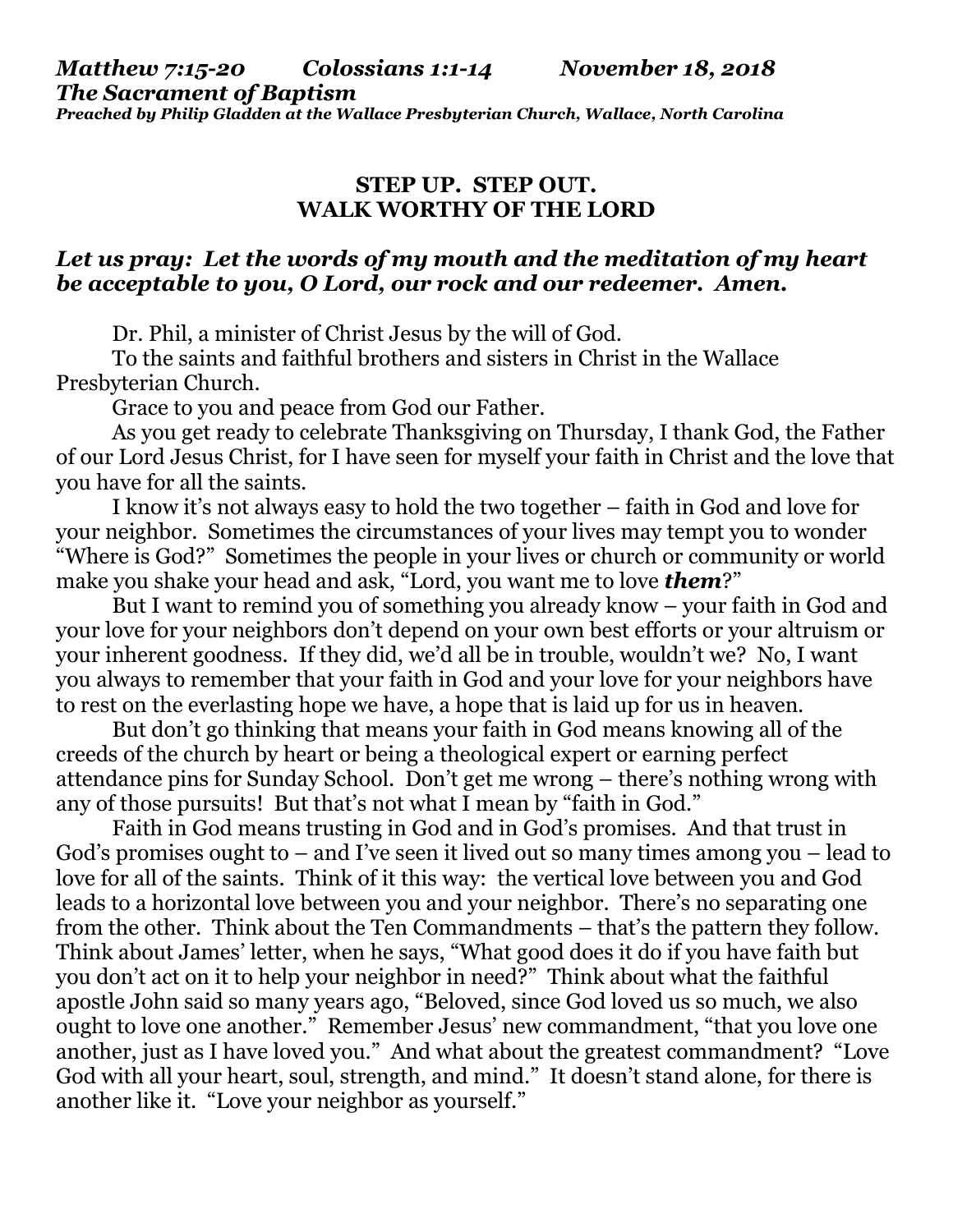***Matthew 7:15-20 Colossians 1:1-14 November 18, 2018***
***The Sacrament of Baptism***
***Preached by Philip Gladden at the Wallace Presbyterian Church, Wallace, North Carolina***

# STEP UP. STEP OUT.
# WALK WORTHY OF THE LORD

***Let us pray: Let the words of my mouth and the meditation of my heart be acceptable to you, O Lord, our rock and our redeemer. Amen.***

Dr. Phil, a minister of Christ Jesus by the will of God.

To the saints and faithful brothers and sisters in Christ in the Wallace Presbyterian Church.

Grace to you and peace from God our Father.

As you get ready to celebrate Thanksgiving on Thursday, I thank God, the Father of our Lord Jesus Christ, for I have seen for myself your faith in Christ and the love that you have for all the saints.

I know it's not always easy to hold the two together – faith in God and love for your neighbor. Sometimes the circumstances of your lives may tempt you to wonder "Where is God?" Sometimes the people in your lives or church or community or world make you shake your head and ask, "Lord, you want me to love ***them***?"

But I want to remind you of something you already know – your faith in God and your love for your neighbors don't depend on your own best efforts or your altruism or your inherent goodness. If they did, we'd all be in trouble, wouldn't we? No, I want you always to remember that your faith in God and your love for your neighbors have to rest on the everlasting hope we have, a hope that is laid up for us in heaven.

But don't go thinking that means your faith in God means knowing all of the creeds of the church by heart or being a theological expert or earning perfect attendance pins for Sunday School. Don't get me wrong – there's nothing wrong with any of those pursuits! But that's not what I mean by "faith in God."

Faith in God means trusting in God and in God's promises. And that trust in God's promises ought to – and I've seen it lived out so many times among you – lead to love for all of the saints. Think of it this way: the vertical love between you and God leads to a horizontal love between you and your neighbor. There's no separating one from the other. Think about the Ten Commandments – that's the pattern they follow. Think about James' letter, when he says, "What good does it do if you have faith but you don't act on it to help your neighbor in need?" Think about what the faithful apostle John said so many years ago, "Beloved, since God loved us so much, we also ought to love one another." Remember Jesus' new commandment, "that you love one another, just as I have loved you." And what about the greatest commandment? "Love God with all your heart, soul, strength, and mind." It doesn't stand alone, for there is another like it. "Love your neighbor as yourself."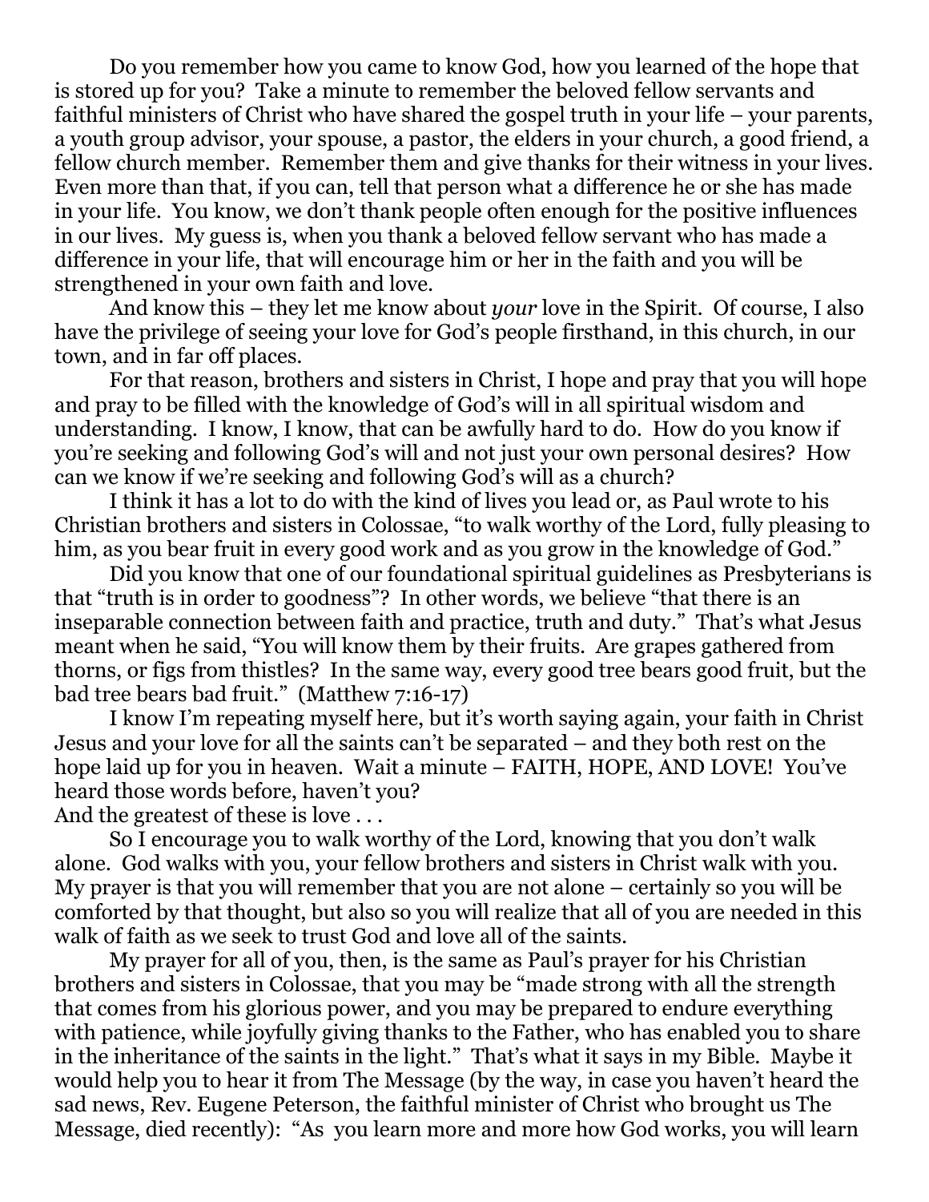Do you remember how you came to know God, how you learned of the hope that is stored up for you? Take a minute to remember the beloved fellow servants and faithful ministers of Christ who have shared the gospel truth in your life – your parents, a youth group advisor, your spouse, a pastor, the elders in your church, a good friend, a fellow church member. Remember them and give thanks for their witness in your lives. Even more than that, if you can, tell that person what a difference he or she has made in your life. You know, we don't thank people often enough for the positive influences in our lives. My guess is, when you thank a beloved fellow servant who has made a difference in your life, that will encourage him or her in the faith and you will be strengthened in your own faith and love.

And know this – they let me know about *your* love in the Spirit. Of course, I also have the privilege of seeing your love for God's people firsthand, in this church, in our town, and in far off places.

For that reason, brothers and sisters in Christ, I hope and pray that you will hope and pray to be filled with the knowledge of God's will in all spiritual wisdom and understanding. I know, I know, that can be awfully hard to do. How do you know if you're seeking and following God's will and not just your own personal desires? How can we know if we're seeking and following God's will as a church?

I think it has a lot to do with the kind of lives you lead or, as Paul wrote to his Christian brothers and sisters in Colossae, "to walk worthy of the Lord, fully pleasing to him, as you bear fruit in every good work and as you grow in the knowledge of God."

Did you know that one of our foundational spiritual guidelines as Presbyterians is that "truth is in order to goodness"? In other words, we believe "that there is an inseparable connection between faith and practice, truth and duty." That's what Jesus meant when he said, "You will know them by their fruits. Are grapes gathered from thorns, or figs from thistles? In the same way, every good tree bears good fruit, but the bad tree bears bad fruit." (Matthew 7:16-17)

I know I'm repeating myself here, but it's worth saying again, your faith in Christ Jesus and your love for all the saints can't be separated – and they both rest on the hope laid up for you in heaven. Wait a minute – FAITH, HOPE, AND LOVE! You've heard those words before, haven't you?

And the greatest of these is love . . .

So I encourage you to walk worthy of the Lord, knowing that you don't walk alone. God walks with you, your fellow brothers and sisters in Christ walk with you. My prayer is that you will remember that you are not alone – certainly so you will be comforted by that thought, but also so you will realize that all of you are needed in this walk of faith as we seek to trust God and love all of the saints.

My prayer for all of you, then, is the same as Paul's prayer for his Christian brothers and sisters in Colossae, that you may be "made strong with all the strength that comes from his glorious power, and you may be prepared to endure everything with patience, while joyfully giving thanks to the Father, who has enabled you to share in the inheritance of the saints in the light." That's what it says in my Bible. Maybe it would help you to hear it from The Message (by the way, in case you haven't heard the sad news, Rev. Eugene Peterson, the faithful minister of Christ who brought us The Message, died recently): "As you learn more and more how God works, you will learn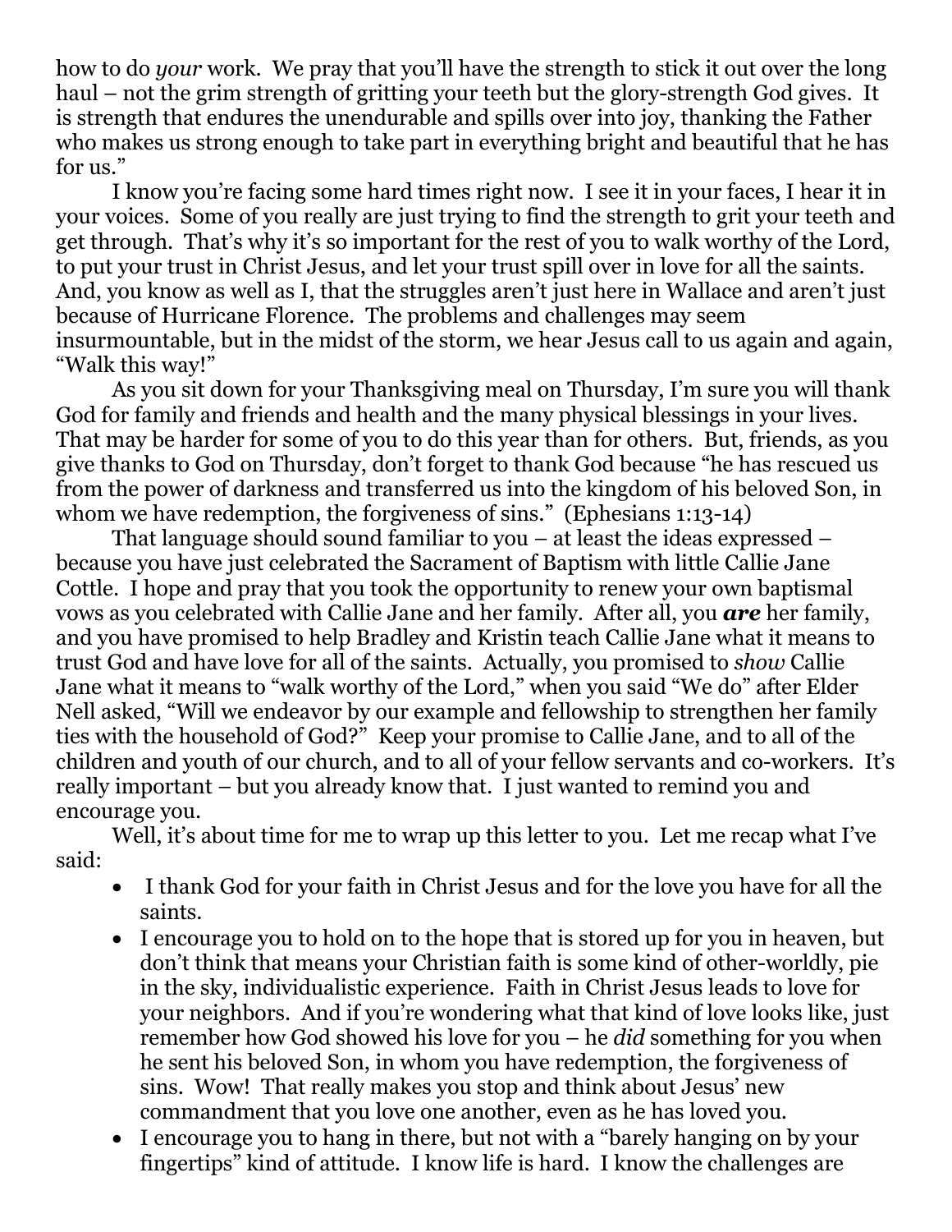how to do *your* work. We pray that you'll have the strength to stick it out over the long haul – not the grim strength of gritting your teeth but the glory-strength God gives. It is strength that endures the unendurable and spills over into joy, thanking the Father who makes us strong enough to take part in everything bright and beautiful that he has for us."

I know you're facing some hard times right now. I see it in your faces, I hear it in your voices. Some of you really are just trying to find the strength to grit your teeth and get through. That's why it's so important for the rest of you to walk worthy of the Lord, to put your trust in Christ Jesus, and let your trust spill over in love for all the saints. And, you know as well as I, that the struggles aren't just here in Wallace and aren't just because of Hurricane Florence. The problems and challenges may seem insurmountable, but in the midst of the storm, we hear Jesus call to us again and again, "Walk this way!"

As you sit down for your Thanksgiving meal on Thursday, I'm sure you will thank God for family and friends and health and the many physical blessings in your lives. That may be harder for some of you to do this year than for others. But, friends, as you give thanks to God on Thursday, don't forget to thank God because "he has rescued us from the power of darkness and transferred us into the kingdom of his beloved Son, in whom we have redemption, the forgiveness of sins." (Ephesians 1:13-14)

That language should sound familiar to you – at least the ideas expressed – because you have just celebrated the Sacrament of Baptism with little Callie Jane Cottle. I hope and pray that you took the opportunity to renew your own baptismal vows as you celebrated with Callie Jane and her family. After all, you ***are*** her family, and you have promised to help Bradley and Kristin teach Callie Jane what it means to trust God and have love for all of the saints. Actually, you promised to *show* Callie Jane what it means to "walk worthy of the Lord," when you said "We do" after Elder Nell asked, "Will we endeavor by our example and fellowship to strengthen her family ties with the household of God?" Keep your promise to Callie Jane, and to all of the children and youth of our church, and to all of your fellow servants and co-workers. It's really important – but you already know that. I just wanted to remind you and encourage you.

Well, it's about time for me to wrap up this letter to you. Let me recap what I've said:

- I thank God for your faith in Christ Jesus and for the love you have for all the saints.
- I encourage you to hold on to the hope that is stored up for you in heaven, but don't think that means your Christian faith is some kind of other-worldly, pie in the sky, individualistic experience. Faith in Christ Jesus leads to love for your neighbors. And if you're wondering what that kind of love looks like, just remember how God showed his love for you – he *did* something for you when he sent his beloved Son, in whom you have redemption, the forgiveness of sins. Wow! That really makes you stop and think about Jesus' new commandment that you love one another, even as he has loved you.
- I encourage you to hang in there, but not with a "barely hanging on by your fingertips" kind of attitude. I know life is hard. I know the challenges are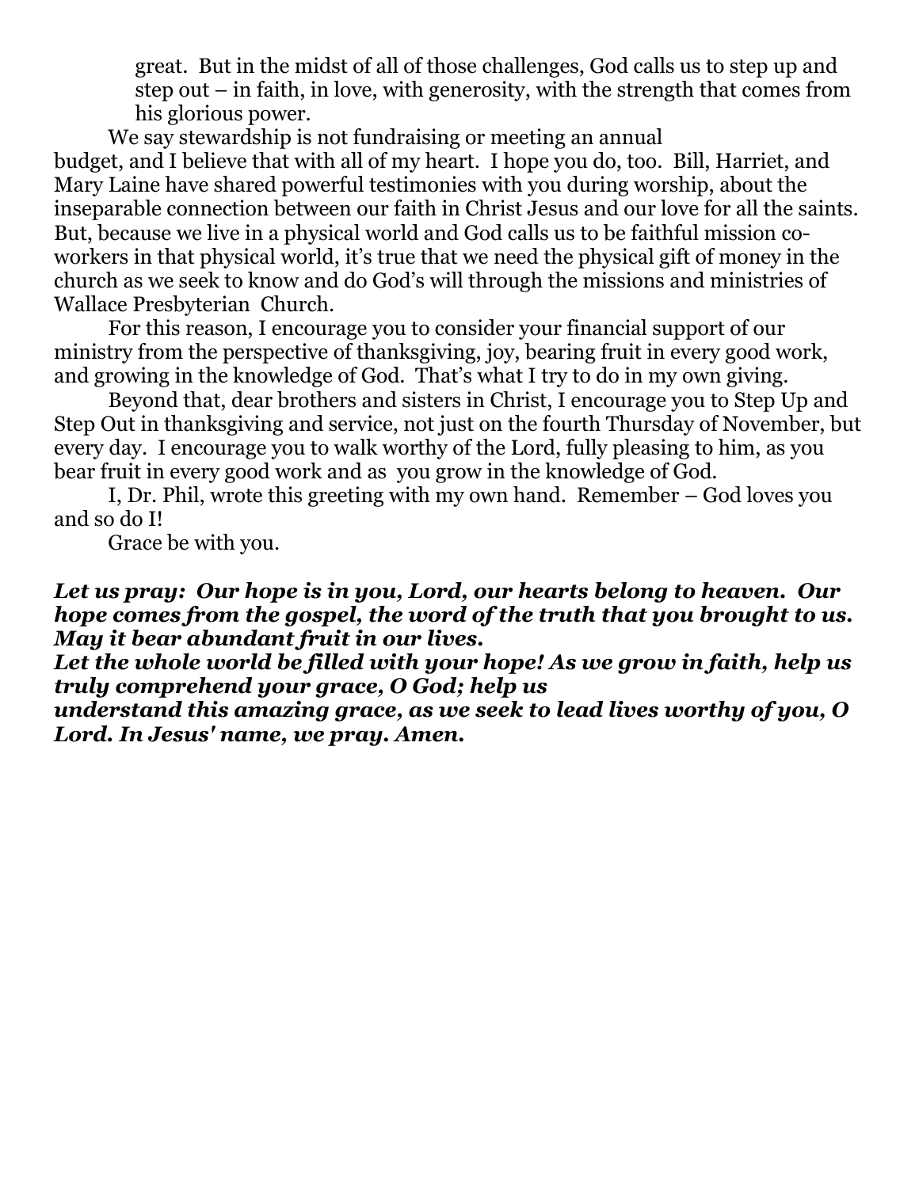great. But in the midst of all of those challenges, God calls us to step up and step out – in faith, in love, with generosity, with the strength that comes from his glorious power.

We say stewardship is not fundraising or meeting an annual budget, and I believe that with all of my heart. I hope you do, too. Bill, Harriet, and Mary Laine have shared powerful testimonies with you during worship, about the inseparable connection between our faith in Christ Jesus and our love for all the saints. But, because we live in a physical world and God calls us to be faithful mission co-workers in that physical world, it's true that we need the physical gift of money in the church as we seek to know and do God's will through the missions and ministries of Wallace Presbyterian Church.

For this reason, I encourage you to consider your financial support of our ministry from the perspective of thanksgiving, joy, bearing fruit in every good work, and growing in the knowledge of God. That's what I try to do in my own giving.

Beyond that, dear brothers and sisters in Christ, I encourage you to Step Up and Step Out in thanksgiving and service, not just on the fourth Thursday of November, but every day. I encourage you to walk worthy of the Lord, fully pleasing to him, as you bear fruit in every good work and as you grow in the knowledge of God.

I, Dr. Phil, wrote this greeting with my own hand. Remember – God loves you and so do I!

Grace be with you.

***Let us pray: Our hope is in you, Lord, our hearts belong to heaven. Our hope comes from the gospel, the word of the truth that you brought to us. May it bear abundant fruit in our lives.***
***Let the whole world be filled with your hope! As we grow in faith, help us truly comprehend your grace, O God; help us understand this amazing grace, as we seek to lead lives worthy of you, O Lord. In Jesus' name, we pray. Amen.***